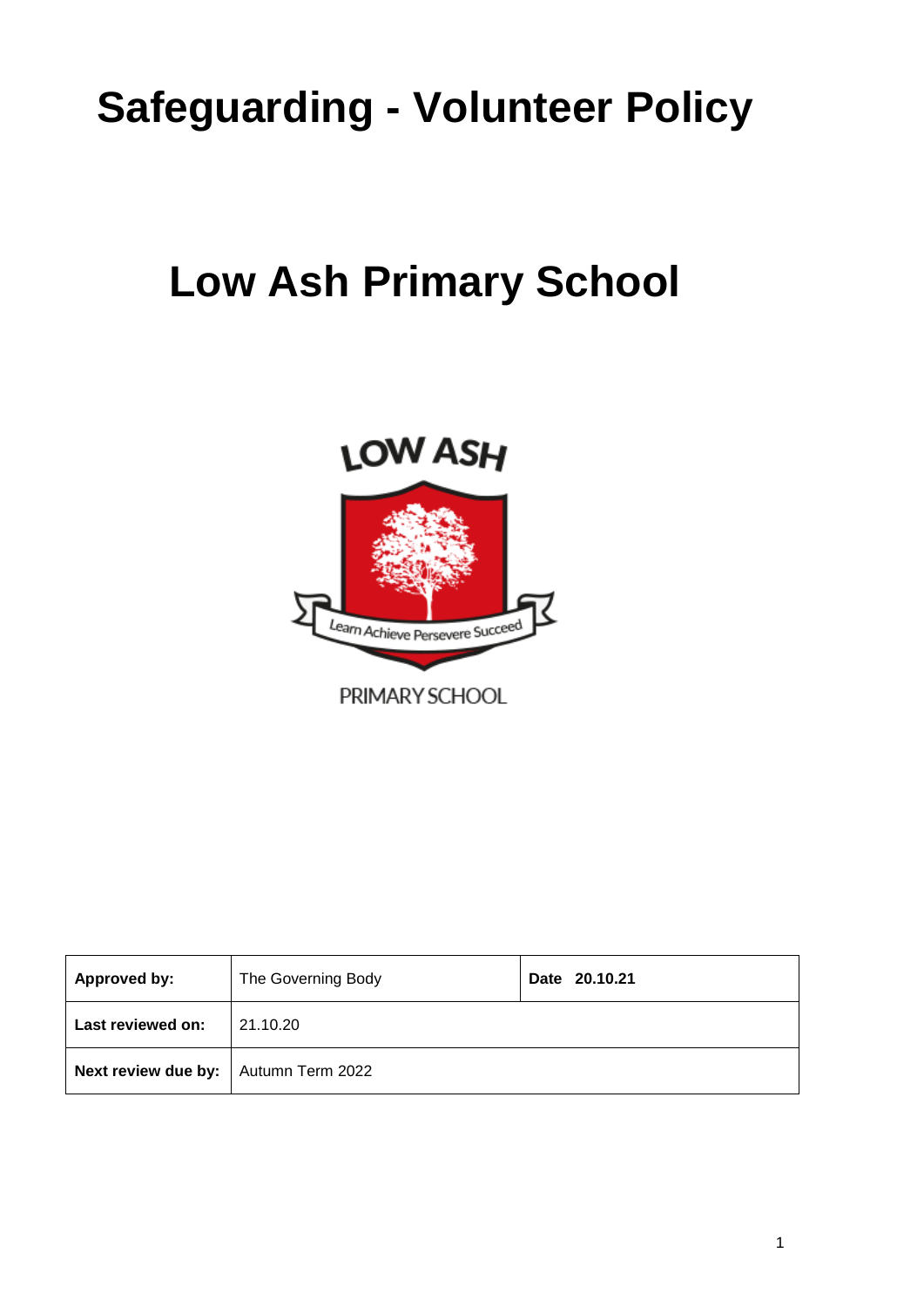# Safeguarding - Volunteer Policy

# Low Ash Primary School

| Approved by: | The Governing Body | Date 20.10.21 |
| --- | --- | --- |
| Last reviewed on: | 21.10.20 | |
| Next review due by: | Autumn Term 2022 | |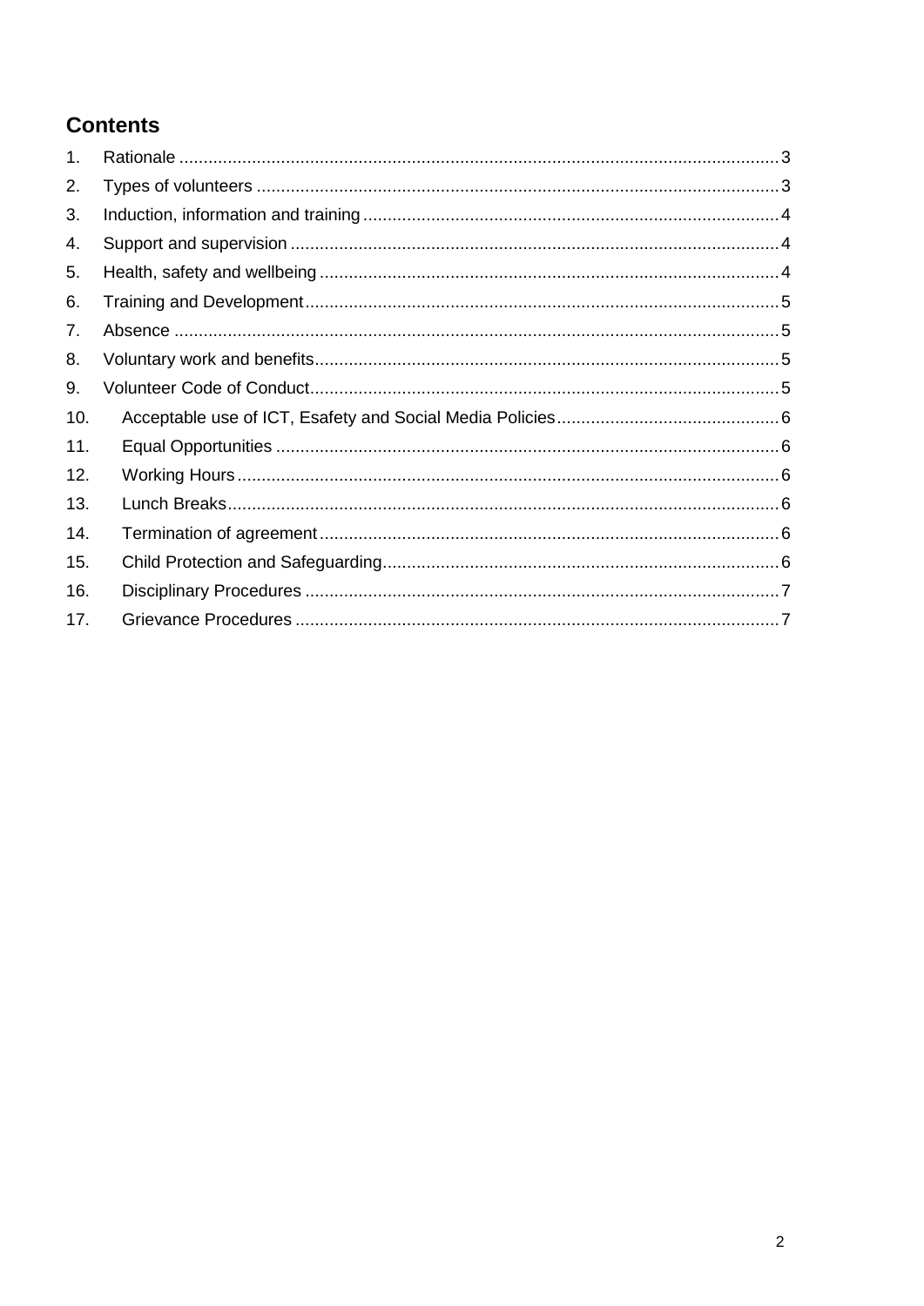## Contents

1. Rationale .......... 3
2. Types of volunteers .......... 3
3. Induction, information and training .......... 4
4. Support and supervision .......... 4
5. Health, safety and wellbeing .......... 4
6. Training and Development .......... 5
7. Absence .......... 5
8. Voluntary work and benefits .......... 5
9. Volunteer Code of Conduct .......... 5
10. Acceptable use of ICT, Esafety and Social Media Policies .......... 6
11. Equal Opportunities .......... 6
12. Working Hours .......... 6
13. Lunch Breaks .......... 6
14. Termination of agreement .......... 6
15. Child Protection and Safeguarding .......... 6
16. Disciplinary Procedures .......... 7
17. Grievance Procedures .......... 7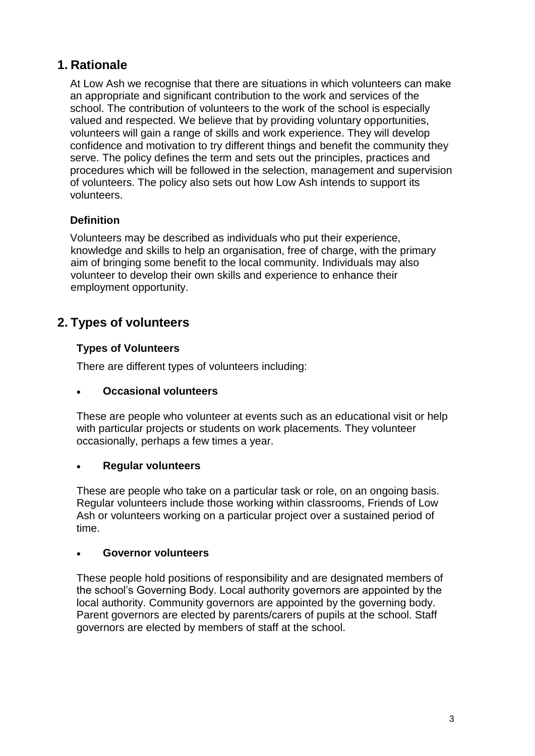## 1. Rationale

At Low Ash we recognise that there are situations in which volunteers can make an appropriate and significant contribution to the work and services of the school. The contribution of volunteers to the work of the school is especially valued and respected. We believe that by providing voluntary opportunities, volunteers will gain a range of skills and work experience. They will develop confidence and motivation to try different things and benefit the community they serve. The policy defines the term and sets out the principles, practices and procedures which will be followed in the selection, management and supervision of volunteers. The policy also sets out how Low Ash intends to support its volunteers.

### Definition

Volunteers may be described as individuals who put their experience, knowledge and skills to help an organisation, free of charge, with the primary aim of bringing some benefit to the local community. Individuals may also volunteer to develop their own skills and experience to enhance their employment opportunity.

## 2. Types of volunteers

### Types of Volunteers

There are different types of volunteers including:

- **Occasional volunteers**

  These are people who volunteer at events such as an educational visit or help with particular projects or students on work placements. They volunteer occasionally, perhaps a few times a year.

- **Regular volunteers**

  These are people who take on a particular task or role, on an ongoing basis. Regular volunteers include those working within classrooms, Friends of Low Ash or volunteers working on a particular project over a sustained period of time.

- **Governor volunteers**

  These people hold positions of responsibility and are designated members of the school's Governing Body. Local authority governors are appointed by the local authority. Community governors are appointed by the governing body. Parent governors are elected by parents/carers of pupils at the school. Staff governors are elected by members of staff at the school.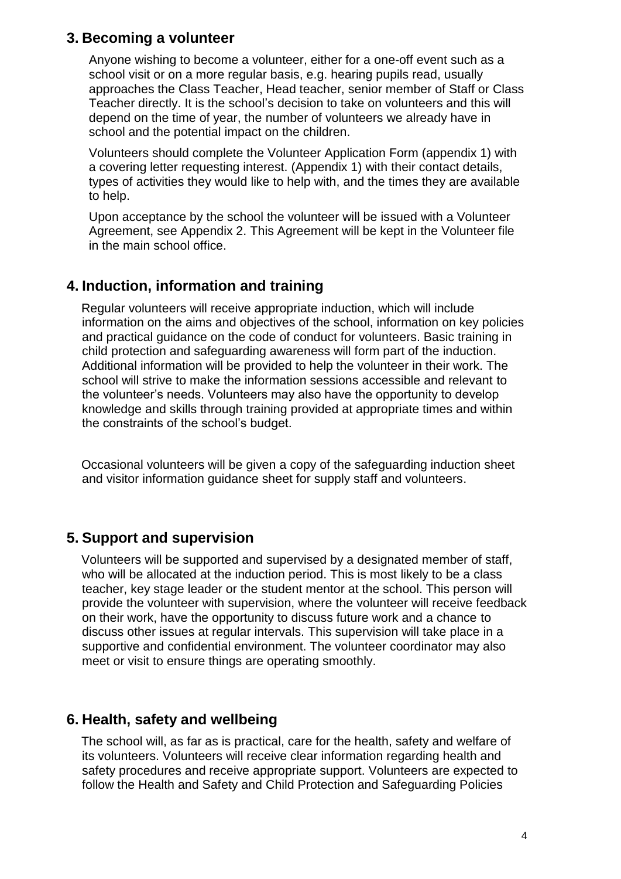## 3. Becoming a volunteer

Anyone wishing to become a volunteer, either for a one-off event such as a school visit or on a more regular basis, e.g. hearing pupils read, usually approaches the Class Teacher, Head teacher, senior member of Staff or Class Teacher directly. It is the school's decision to take on volunteers and this will depend on the time of year, the number of volunteers we already have in school and the potential impact on the children.

Volunteers should complete the Volunteer Application Form (appendix 1) with a covering letter requesting interest. (Appendix 1) with their contact details, types of activities they would like to help with, and the times they are available to help.

Upon acceptance by the school the volunteer will be issued with a Volunteer Agreement, see Appendix 2. This Agreement will be kept in the Volunteer file in the main school office.

## 4. Induction, information and training

Regular volunteers will receive appropriate induction, which will include information on the aims and objectives of the school, information on key policies and practical guidance on the code of conduct for volunteers. Basic training in child protection and safeguarding awareness will form part of the induction. Additional information will be provided to help the volunteer in their work. The school will strive to make the information sessions accessible and relevant to the volunteer's needs. Volunteers may also have the opportunity to develop knowledge and skills through training provided at appropriate times and within the constraints of the school's budget.

Occasional volunteers will be given a copy of the safeguarding induction sheet and visitor information guidance sheet for supply staff and volunteers.

## 5. Support and supervision

Volunteers will be supported and supervised by a designated member of staff, who will be allocated at the induction period. This is most likely to be a class teacher, key stage leader or the student mentor at the school. This person will provide the volunteer with supervision, where the volunteer will receive feedback on their work, have the opportunity to discuss future work and a chance to discuss other issues at regular intervals. This supervision will take place in a supportive and confidential environment. The volunteer coordinator may also meet or visit to ensure things are operating smoothly.

## 6. Health, safety and wellbeing

The school will, as far as is practical, care for the health, safety and welfare of its volunteers. Volunteers will receive clear information regarding health and safety procedures and receive appropriate support. Volunteers are expected to follow the Health and Safety and Child Protection and Safeguarding Policies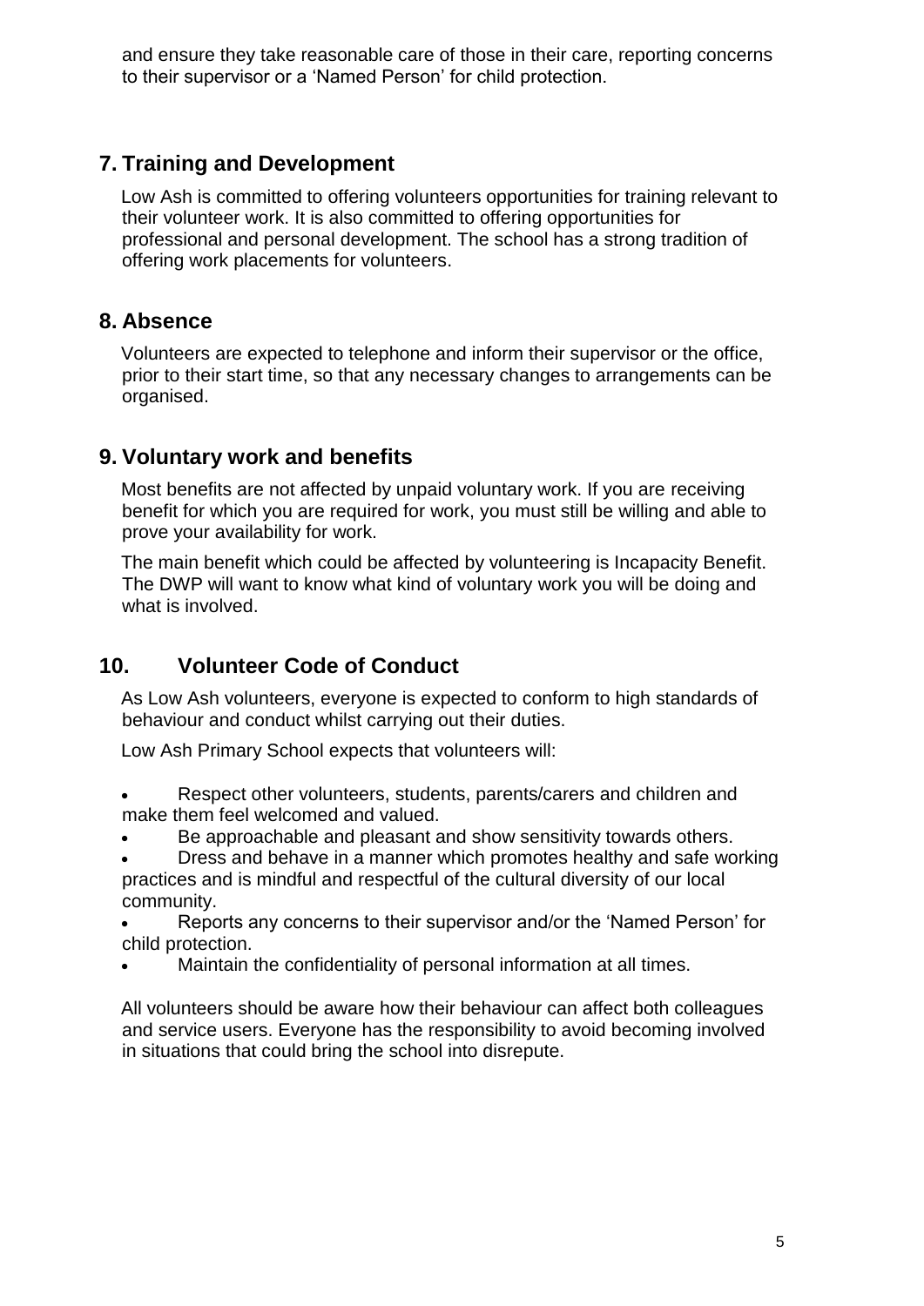and ensure they take reasonable care of those in their care, reporting concerns to their supervisor or a 'Named Person' for child protection.

## 7. Training and Development

Low Ash is committed to offering volunteers opportunities for training relevant to their volunteer work. It is also committed to offering opportunities for professional and personal development. The school has a strong tradition of offering work placements for volunteers.

## 8. Absence

Volunteers are expected to telephone and inform their supervisor or the office, prior to their start time, so that any necessary changes to arrangements can be organised.

## 9. Voluntary work and benefits

Most benefits are not affected by unpaid voluntary work. If you are receiving benefit for which you are required for work, you must still be willing and able to prove your availability for work.

The main benefit which could be affected by volunteering is Incapacity Benefit. The DWP will want to know what kind of voluntary work you will be doing and what is involved.

## 10. Volunteer Code of Conduct

As Low Ash volunteers, everyone is expected to conform to high standards of behaviour and conduct whilst carrying out their duties.

Low Ash Primary School expects that volunteers will:

- Respect other volunteers, students, parents/carers and children and make them feel welcomed and valued.
- Be approachable and pleasant and show sensitivity towards others.
- Dress and behave in a manner which promotes healthy and safe working practices and is mindful and respectful of the cultural diversity of our local community.
- Reports any concerns to their supervisor and/or the 'Named Person' for child protection.
- Maintain the confidentiality of personal information at all times.

All volunteers should be aware how their behaviour can affect both colleagues and service users. Everyone has the responsibility to avoid becoming involved in situations that could bring the school into disrepute.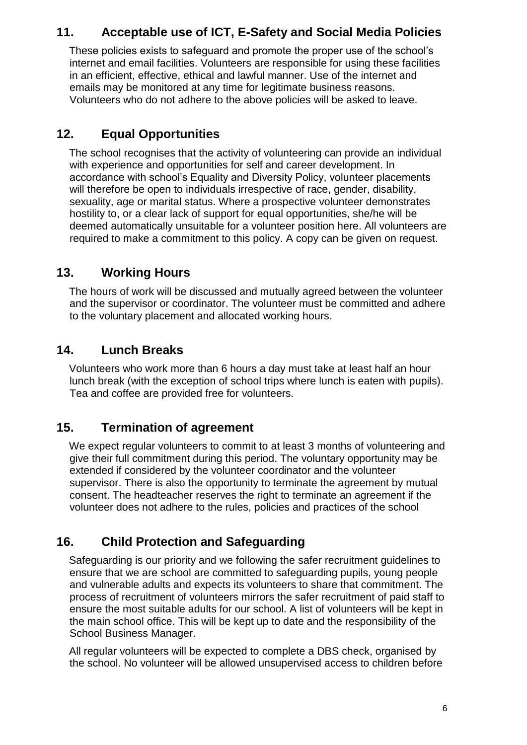## 11. Acceptable use of ICT, E-Safety and Social Media Policies

These policies exists to safeguard and promote the proper use of the school's internet and email facilities. Volunteers are responsible for using these facilities in an efficient, effective, ethical and lawful manner. Use of the internet and emails may be monitored at any time for legitimate business reasons. Volunteers who do not adhere to the above policies will be asked to leave.

## 12. Equal Opportunities

The school recognises that the activity of volunteering can provide an individual with experience and opportunities for self and career development. In accordance with school's Equality and Diversity Policy, volunteer placements will therefore be open to individuals irrespective of race, gender, disability, sexuality, age or marital status. Where a prospective volunteer demonstrates hostility to, or a clear lack of support for equal opportunities, she/he will be deemed automatically unsuitable for a volunteer position here. All volunteers are required to make a commitment to this policy. A copy can be given on request.

## 13. Working Hours

The hours of work will be discussed and mutually agreed between the volunteer and the supervisor or coordinator. The volunteer must be committed and adhere to the voluntary placement and allocated working hours.

## 14. Lunch Breaks

Volunteers who work more than 6 hours a day must take at least half an hour lunch break (with the exception of school trips where lunch is eaten with pupils). Tea and coffee are provided free for volunteers.

## 15. Termination of agreement

We expect regular volunteers to commit to at least 3 months of volunteering and give their full commitment during this period. The voluntary opportunity may be extended if considered by the volunteer coordinator and the volunteer supervisor. There is also the opportunity to terminate the agreement by mutual consent. The headteacher reserves the right to terminate an agreement if the volunteer does not adhere to the rules, policies and practices of the school

## 16. Child Protection and Safeguarding

Safeguarding is our priority and we following the safer recruitment guidelines to ensure that we are school are committed to safeguarding pupils, young people and vulnerable adults and expects its volunteers to share that commitment. The process of recruitment of volunteers mirrors the safer recruitment of paid staff to ensure the most suitable adults for our school. A list of volunteers will be kept in the main school office. This will be kept up to date and the responsibility of the School Business Manager.

All regular volunteers will be expected to complete a DBS check, organised by the school. No volunteer will be allowed unsupervised access to children before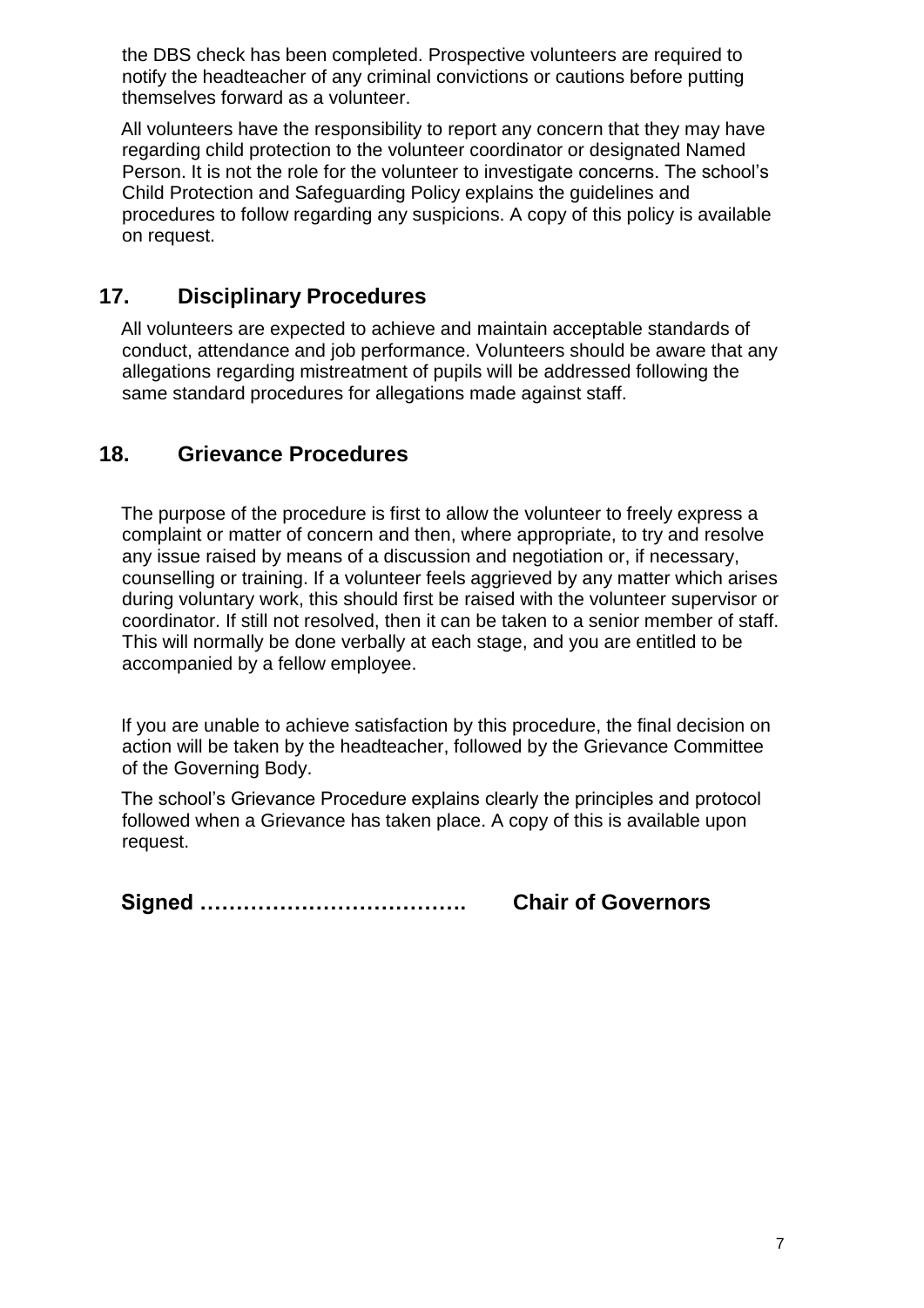the DBS check has been completed. Prospective volunteers are required to notify the headteacher of any criminal convictions or cautions before putting themselves forward as a volunteer.

All volunteers have the responsibility to report any concern that they may have regarding child protection to the volunteer coordinator or designated Named Person. It is not the role for the volunteer to investigate concerns. The school's Child Protection and Safeguarding Policy explains the guidelines and procedures to follow regarding any suspicions. A copy of this policy is available on request.

## 17. Disciplinary Procedures

All volunteers are expected to achieve and maintain acceptable standards of conduct, attendance and job performance. Volunteers should be aware that any allegations regarding mistreatment of pupils will be addressed following the same standard procedures for allegations made against staff.

## 18. Grievance Procedures

The purpose of the procedure is first to allow the volunteer to freely express a complaint or matter of concern and then, where appropriate, to try and resolve any issue raised by means of a discussion and negotiation or, if necessary, counselling or training. If a volunteer feels aggrieved by any matter which arises during voluntary work, this should first be raised with the volunteer supervisor or coordinator. If still not resolved, then it can be taken to a senior member of staff. This will normally be done verbally at each stage, and you are entitled to be accompanied by a fellow employee.

If you are unable to achieve satisfaction by this procedure, the final decision on action will be taken by the headteacher, followed by the Grievance Committee of the Governing Body.

The school's Grievance Procedure explains clearly the principles and protocol followed when a Grievance has taken place. A copy of this is available upon request.

**Signed ………………………………. Chair of Governors**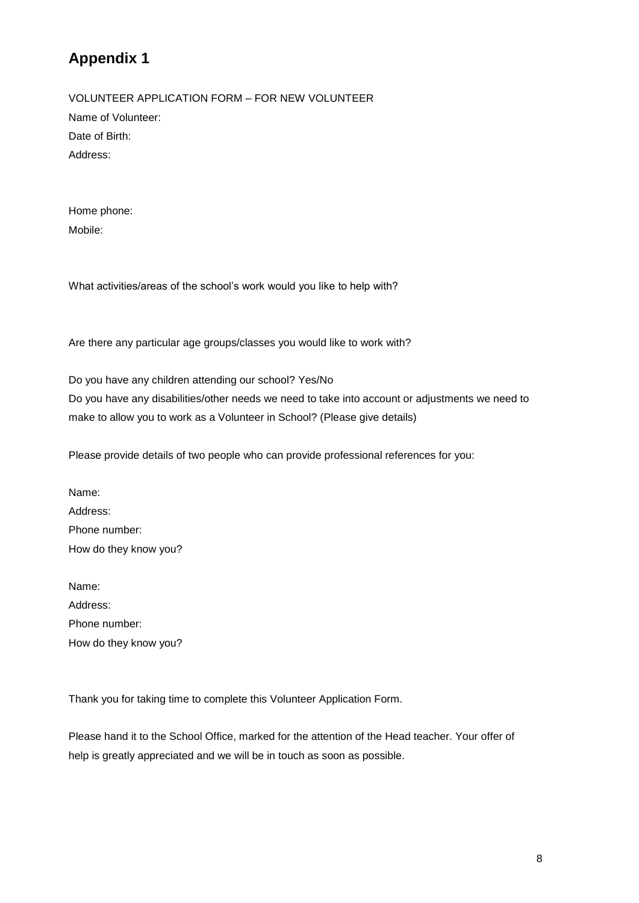## Appendix 1

VOLUNTEER APPLICATION FORM – FOR NEW VOLUNTEER

Name of Volunteer:

Date of Birth:

Address:

Home phone:

Mobile:

What activities/areas of the school's work would you like to help with?

Are there any particular age groups/classes you would like to work with?

Do you have any children attending our school? Yes/No

Do you have any disabilities/other needs we need to take into account or adjustments we need to make to allow you to work as a Volunteer in School? (Please give details)

Please provide details of two people who can provide professional references for you:

Name:

Address:

Phone number:

How do they know you?

Name:

Address:

Phone number:

How do they know you?

Thank you for taking time to complete this Volunteer Application Form.

Please hand it to the School Office, marked for the attention of the Head teacher. Your offer of help is greatly appreciated and we will be in touch as soon as possible.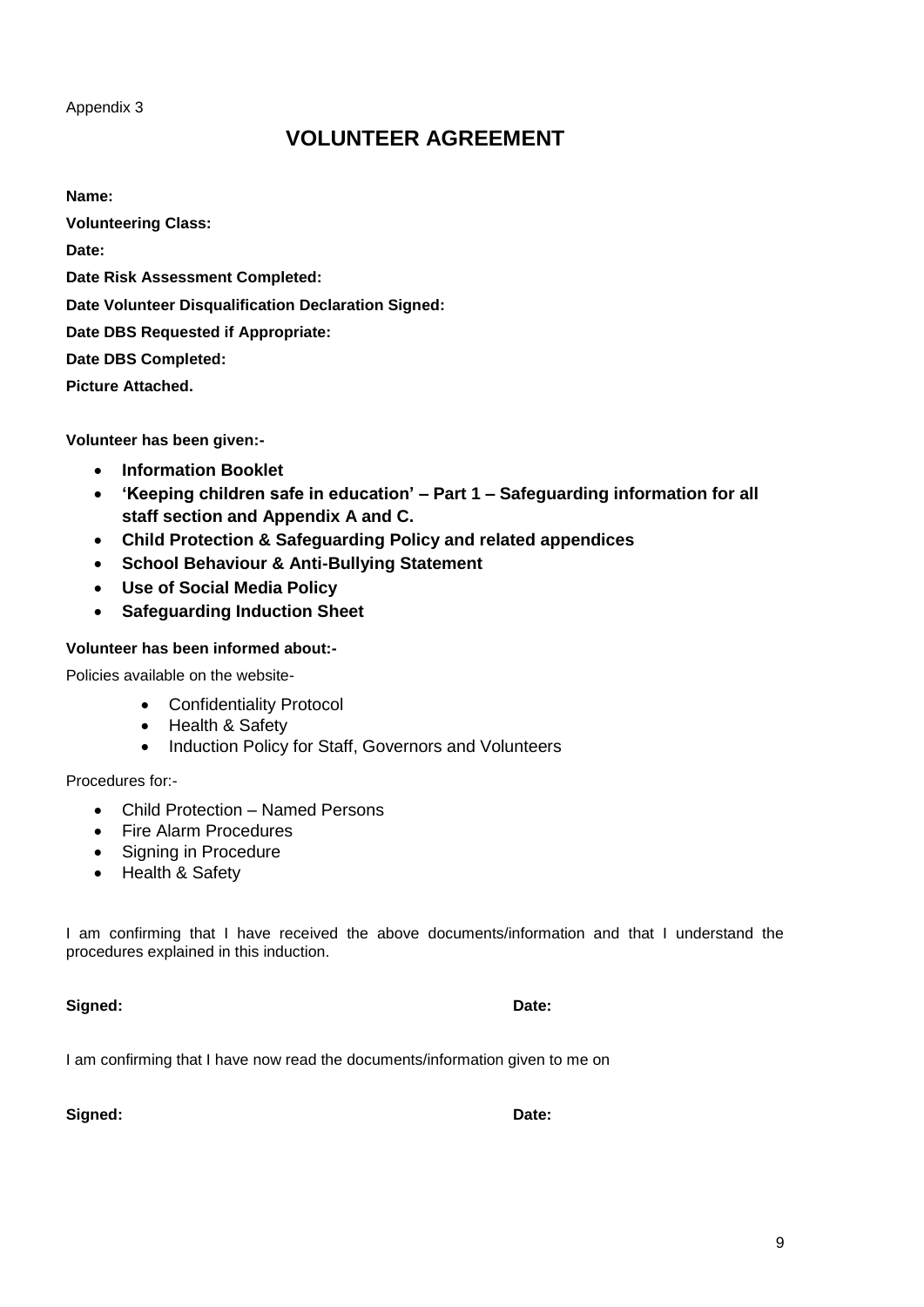Appendix 3

# VOLUNTEER AGREEMENT

**Name:**

**Volunteering Class:**

**Date:**

**Date Risk Assessment Completed:**

**Date Volunteer Disqualification Declaration Signed:**

**Date DBS Requested if Appropriate:**

**Date DBS Completed:**

**Picture Attached.**

**Volunteer has been given:-**

- **Information Booklet**
- **'Keeping children safe in education' – Part 1 – Safeguarding information for all staff section and Appendix A and C.**
- **Child Protection & Safeguarding Policy and related appendices**
- **School Behaviour & Anti-Bullying Statement**
- **Use of Social Media Policy**
- **Safeguarding Induction Sheet**

**Volunteer has been informed about:-**

Policies available on the website-

- Confidentiality Protocol
- Health & Safety
- Induction Policy for Staff, Governors and Volunteers

Procedures for:-

- Child Protection – Named Persons
- Fire Alarm Procedures
- Signing in Procedure
- Health & Safety

I am confirming that I have received the above documents/information and that I understand the procedures explained in this induction.

**Signed:** **Date:**

I am confirming that I have now read the documents/information given to me on

**Signed:** **Date:**